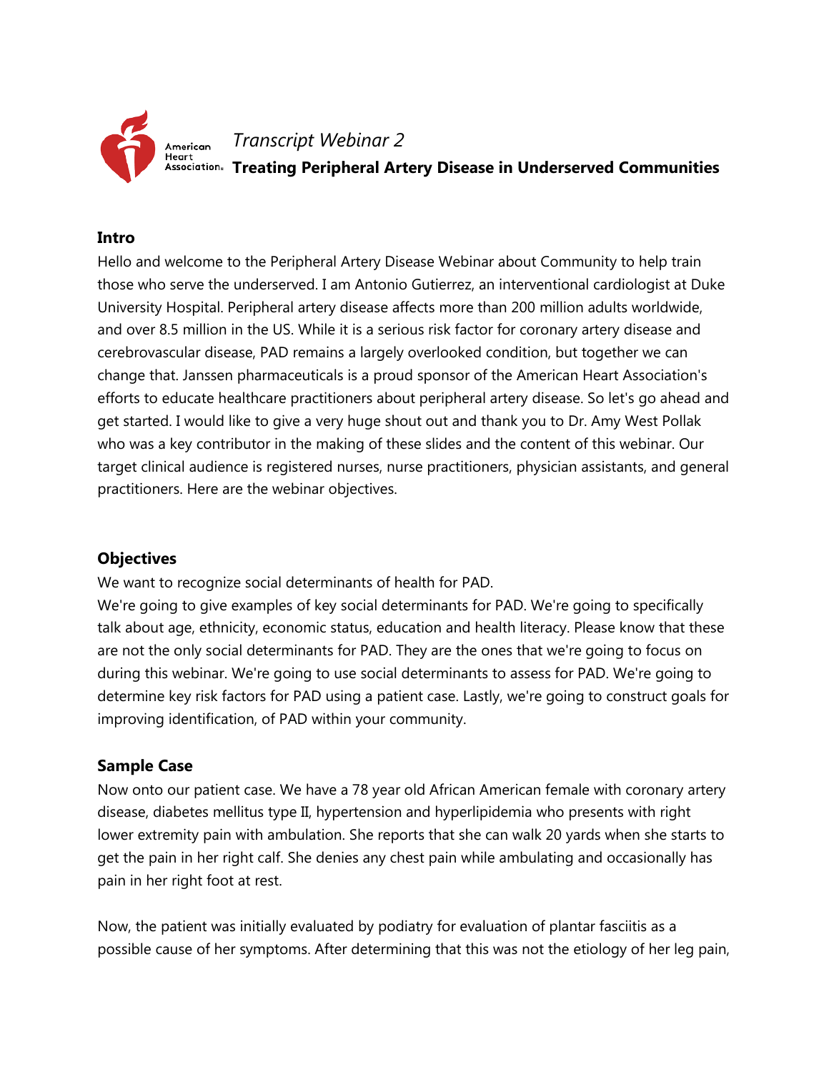*Transcript Webinar 2*

# Treating Peripheral Artery Disease in Underserved Communities

## Intro

Hello and welcome to the Peripheral Artery Disease Webinar about Community to help train those who serve the underserved. I am Antonio Gutierrez, an interventional cardiologist at Duke University Hospital. Peripheral artery disease affects more than 200 million adults worldwide, and over 8.5 million in the US. While it is a serious risk factor for coronary artery disease and cerebrovascular disease, PAD remains a largely overlooked condition, but together we can change that. Janssen pharmaceuticals is a proud sponsor of the American Heart Association's efforts to educate healthcare practitioners about peripheral artery disease. So let's go ahead and get started. I would like to give a very huge shout out and thank you to Dr. Amy West Pollak who was a key contributor in the making of these slides and the content of this webinar. Our target clinical audience is registered nurses, nurse practitioners, physician assistants, and general practitioners. Here are the webinar objectives.

## Objectives

We want to recognize social determinants of health for PAD.

We're going to give examples of key social determinants for PAD. We're going to specifically talk about age, ethnicity, economic status, education and health literacy. Please know that these are not the only social determinants for PAD. They are the ones that we're going to focus on during this webinar. We're going to use social determinants to assess for PAD. We're going to determine key risk factors for PAD using a patient case. Lastly, we're going to construct goals for improving identification, of PAD within your community.

## Sample Case

Now onto our patient case. We have a 78 year old African American female with coronary artery disease, diabetes mellitus type II, hypertension and hyperlipidemia who presents with right lower extremity pain with ambulation. She reports that she can walk 20 yards when she starts to get the pain in her right calf. She denies any chest pain while ambulating and occasionally has pain in her right foot at rest.

Now, the patient was initially evaluated by podiatry for evaluation of plantar fasciitis as a possible cause of her symptoms. After determining that this was not the etiology of her leg pain,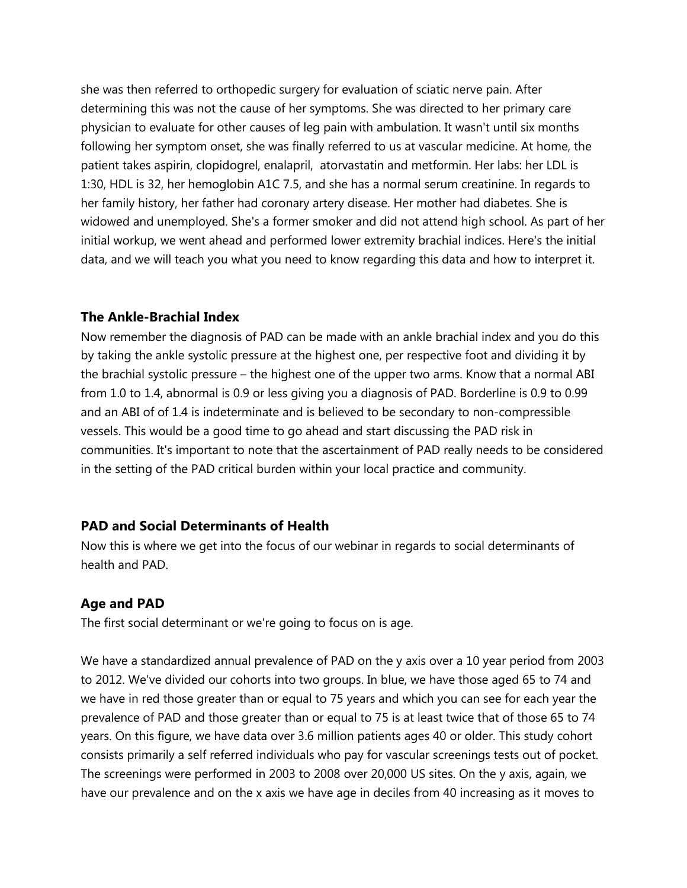she was then referred to orthopedic surgery for evaluation of sciatic nerve pain. After determining this was not the cause of her symptoms. She was directed to her primary care physician to evaluate for other causes of leg pain with ambulation. It wasn't until six months following her symptom onset, she was finally referred to us at vascular medicine. At home, the patient takes aspirin, clopidogrel, enalapril, atorvastatin and metformin. Her labs: her LDL is 1:30, HDL is 32, her hemoglobin A1C 7.5, and she has a normal serum creatinine. In regards to her family history, her father had coronary artery disease. Her mother had diabetes. She is widowed and unemployed. She's a former smoker and did not attend high school. As part of her initial workup, we went ahead and performed lower extremity brachial indices. Here's the initial data, and we will teach you what you need to know regarding this data and how to interpret it.

### The Ankle-Brachial Index

Now remember the diagnosis of PAD can be made with an ankle brachial index and you do this by taking the ankle systolic pressure at the highest one, per respective foot and dividing it by the brachial systolic pressure – the highest one of the upper two arms. Know that a normal ABI from 1.0 to 1.4, abnormal is 0.9 or less giving you a diagnosis of PAD. Borderline is 0.9 to 0.99 and an ABI of of 1.4 is indeterminate and is believed to be secondary to non-compressible vessels. This would be a good time to go ahead and start discussing the PAD risk in communities. It's important to note that the ascertainment of PAD really needs to be considered in the setting of the PAD critical burden within your local practice and community.

### PAD and Social Determinants of Health

Now this is where we get into the focus of our webinar in regards to social determinants of health and PAD.

### Age and PAD

The first social determinant or we're going to focus on is age.

We have a standardized annual prevalence of PAD on the y axis over a 10 year period from 2003 to 2012. We've divided our cohorts into two groups. In blue, we have those aged 65 to 74 and we have in red those greater than or equal to 75 years and which you can see for each year the prevalence of PAD and those greater than or equal to 75 is at least twice that of those 65 to 74 years. On this figure, we have data over 3.6 million patients ages 40 or older. This study cohort consists primarily a self referred individuals who pay for vascular screenings tests out of pocket. The screenings were performed in 2003 to 2008 over 20,000 US sites. On the y axis, again, we have our prevalence and on the x axis we have age in deciles from 40 increasing as it moves to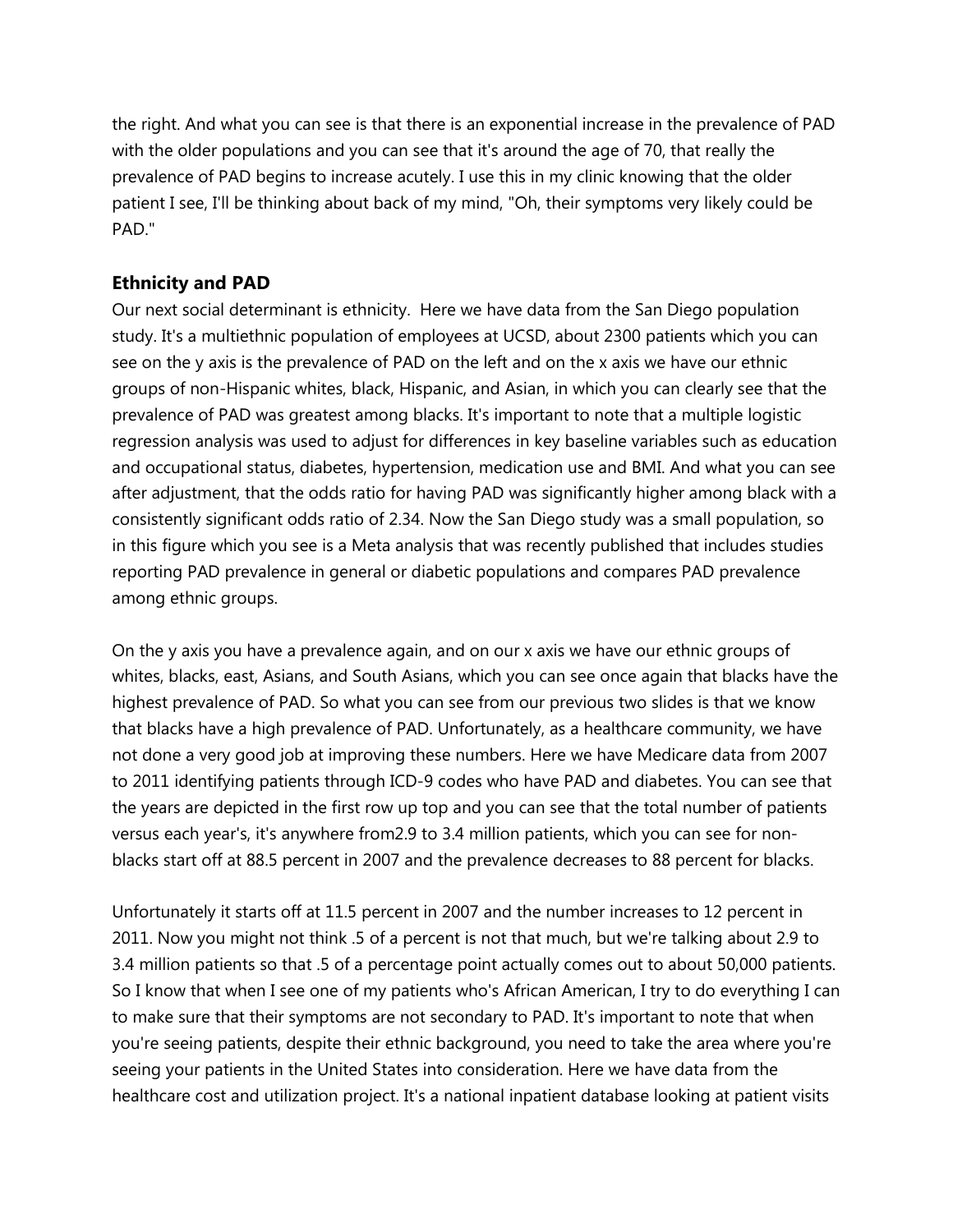the right. And what you can see is that there is an exponential increase in the prevalence of PAD with the older populations and you can see that it's around the age of 70, that really the prevalence of PAD begins to increase acutely. I use this in my clinic knowing that the older patient I see, I'll be thinking about back of my mind, "Oh, their symptoms very likely could be PAD."

### Ethnicity and PAD

Our next social determinant is ethnicity. Here we have data from the San Diego population study. It's a multiethnic population of employees at UCSD, about 2300 patients which you can see on the y axis is the prevalence of PAD on the left and on the x axis we have our ethnic groups of non-Hispanic whites, black, Hispanic, and Asian, in which you can clearly see that the prevalence of PAD was greatest among blacks. It's important to note that a multiple logistic regression analysis was used to adjust for differences in key baseline variables such as education and occupational status, diabetes, hypertension, medication use and BMI. And what you can see after adjustment, that the odds ratio for having PAD was significantly higher among black with a consistently significant odds ratio of 2.34. Now the San Diego study was a small population, so in this figure which you see is a Meta analysis that was recently published that includes studies reporting PAD prevalence in general or diabetic populations and compares PAD prevalence among ethnic groups.

On the y axis you have a prevalence again, and on our x axis we have our ethnic groups of whites, blacks, east, Asians, and South Asians, which you can see once again that blacks have the highest prevalence of PAD. So what you can see from our previous two slides is that we know that blacks have a high prevalence of PAD. Unfortunately, as a healthcare community, we have not done a very good job at improving these numbers. Here we have Medicare data from 2007 to 2011 identifying patients through ICD-9 codes who have PAD and diabetes. You can see that the years are depicted in the first row up top and you can see that the total number of patients versus each year's, it's anywhere from2.9 to 3.4 million patients, which you can see for non-blacks start off at 88.5 percent in 2007 and the prevalence decreases to 88 percent for blacks.

Unfortunately it starts off at 11.5 percent in 2007 and the number increases to 12 percent in 2011. Now you might not think .5 of a percent is not that much, but we're talking about 2.9 to 3.4 million patients so that .5 of a percentage point actually comes out to about 50,000 patients. So I know that when I see one of my patients who's African American, I try to do everything I can to make sure that their symptoms are not secondary to PAD. It's important to note that when you're seeing patients, despite their ethnic background, you need to take the area where you're seeing your patients in the United States into consideration. Here we have data from the healthcare cost and utilization project. It's a national inpatient database looking at patient visits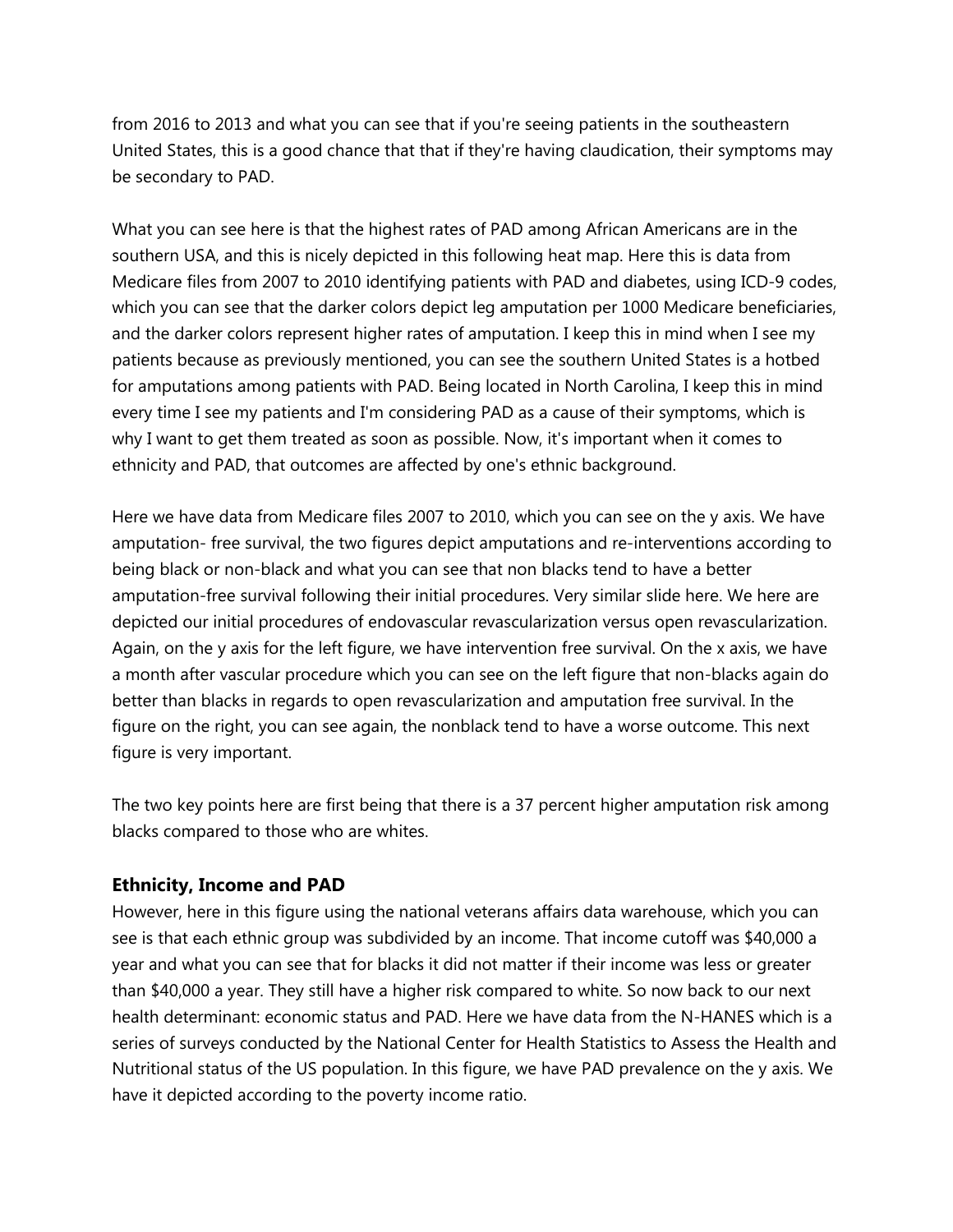from 2016 to 2013 and what you can see that if you're seeing patients in the southeastern United States, this is a good chance that that if they're having claudication, their symptoms may be secondary to PAD.

What you can see here is that the highest rates of PAD among African Americans are in the southern USA, and this is nicely depicted in this following heat map. Here this is data from Medicare files from 2007 to 2010 identifying patients with PAD and diabetes, using ICD-9 codes, which you can see that the darker colors depict leg amputation per 1000 Medicare beneficiaries, and the darker colors represent higher rates of amputation. I keep this in mind when I see my patients because as previously mentioned, you can see the southern United States is a hotbed for amputations among patients with PAD. Being located in North Carolina, I keep this in mind every time I see my patients and I'm considering PAD as a cause of their symptoms, which is why I want to get them treated as soon as possible. Now, it's important when it comes to ethnicity and PAD, that outcomes are affected by one's ethnic background.

Here we have data from Medicare files 2007 to 2010, which you can see on the y axis. We have amputation- free survival, the two figures depict amputations and re-interventions according to being black or non-black and what you can see that non blacks tend to have a better amputation-free survival following their initial procedures. Very similar slide here. We here are depicted our initial procedures of endovascular revascularization versus open revascularization. Again, on the y axis for the left figure, we have intervention free survival. On the x axis, we have a month after vascular procedure which you can see on the left figure that non-blacks again do better than blacks in regards to open revascularization and amputation free survival. In the figure on the right, you can see again, the nonblack tend to have a worse outcome. This next figure is very important.

The two key points here are first being that there is a 37 percent higher amputation risk among blacks compared to those who are whites.

### Ethnicity, Income and PAD

However, here in this figure using the national veterans affairs data warehouse, which you can see is that each ethnic group was subdivided by an income. That income cutoff was $40,000 a year and what you can see that for blacks it did not matter if their income was less or greater than $40,000 a year. They still have a higher risk compared to white. So now back to our next health determinant: economic status and PAD. Here we have data from the N-HANES which is a series of surveys conducted by the National Center for Health Statistics to Assess the Health and Nutritional status of the US population. In this figure, we have PAD prevalence on the y axis. We have it depicted according to the poverty income ratio.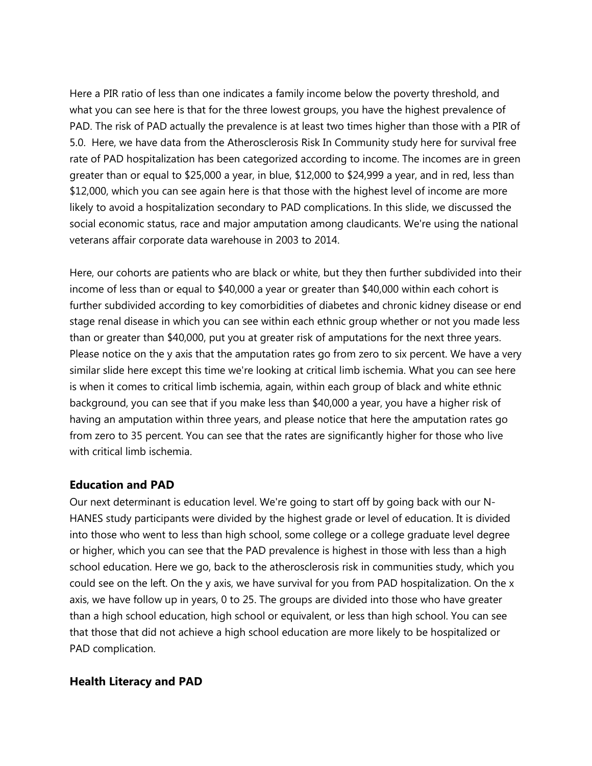Here a PIR ratio of less than one indicates a family income below the poverty threshold, and what you can see here is that for the three lowest groups, you have the highest prevalence of PAD. The risk of PAD actually the prevalence is at least two times higher than those with a PIR of 5.0. Here, we have data from the Atherosclerosis Risk In Community study here for survival free rate of PAD hospitalization has been categorized according to income. The incomes are in green greater than or equal to $25,000 a year, in blue, $12,000 to $24,999 a year, and in red, less than $12,000, which you can see again here is that those with the highest level of income are more likely to avoid a hospitalization secondary to PAD complications. In this slide, we discussed the social economic status, race and major amputation among claudicants. We're using the national veterans affair corporate data warehouse in 2003 to 2014.

Here, our cohorts are patients who are black or white, but they then further subdivided into their income of less than or equal to $40,000 a year or greater than $40,000 within each cohort is further subdivided according to key comorbidities of diabetes and chronic kidney disease or end stage renal disease in which you can see within each ethnic group whether or not you made less than or greater than $40,000, put you at greater risk of amputations for the next three years. Please notice on the y axis that the amputation rates go from zero to six percent. We have a very similar slide here except this time we're looking at critical limb ischemia. What you can see here is when it comes to critical limb ischemia, again, within each group of black and white ethnic background, you can see that if you make less than $40,000 a year, you have a higher risk of having an amputation within three years, and please notice that here the amputation rates go from zero to 35 percent. You can see that the rates are significantly higher for those who live with critical limb ischemia.

### Education and PAD

Our next determinant is education level. We're going to start off by going back with our N-HANES study participants were divided by the highest grade or level of education. It is divided into those who went to less than high school, some college or a college graduate level degree or higher, which you can see that the PAD prevalence is highest in those with less than a high school education. Here we go, back to the atherosclerosis risk in communities study, which you could see on the left. On the y axis, we have survival for you from PAD hospitalization. On the x axis, we have follow up in years, 0 to 25. The groups are divided into those who have greater than a high school education, high school or equivalent, or less than high school. You can see that those that did not achieve a high school education are more likely to be hospitalized or PAD complication.

### Health Literacy and PAD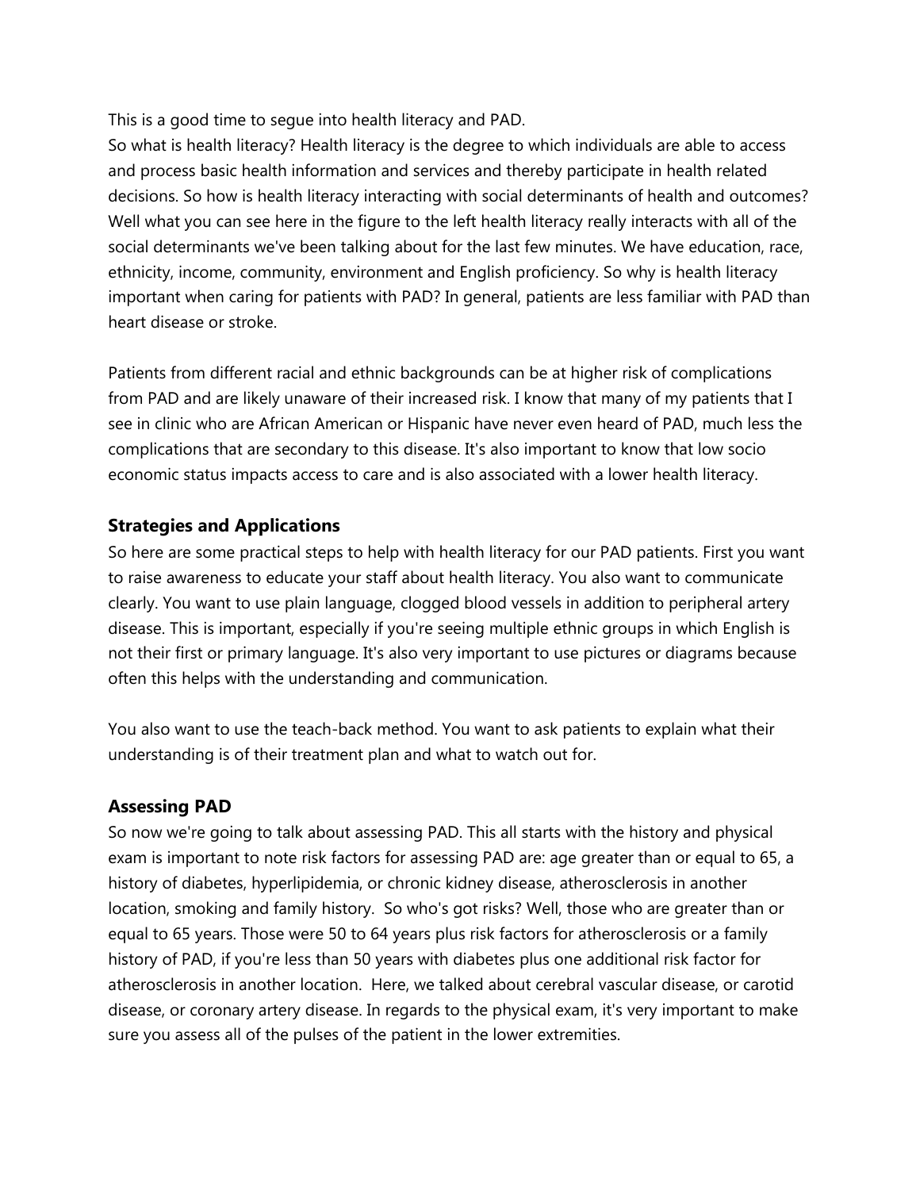This is a good time to segue into health literacy and PAD.
So what is health literacy? Health literacy is the degree to which individuals are able to access and process basic health information and services and thereby participate in health related decisions. So how is health literacy interacting with social determinants of health and outcomes? Well what you can see here in the figure to the left health literacy really interacts with all of the social determinants we've been talking about for the last few minutes. We have education, race, ethnicity, income, community, environment and English proficiency. So why is health literacy important when caring for patients with PAD? In general, patients are less familiar with PAD than heart disease or stroke.

Patients from different racial and ethnic backgrounds can be at higher risk of complications from PAD and are likely unaware of their increased risk. I know that many of my patients that I see in clinic who are African American or Hispanic have never even heard of PAD, much less the complications that are secondary to this disease. It's also important to know that low socio economic status impacts access to care and is also associated with a lower health literacy.

### Strategies and Applications

So here are some practical steps to help with health literacy for our PAD patients. First you want to raise awareness to educate your staff about health literacy. You also want to communicate clearly. You want to use plain language, clogged blood vessels in addition to peripheral artery disease. This is important, especially if you're seeing multiple ethnic groups in which English is not their first or primary language. It's also very important to use pictures or diagrams because often this helps with the understanding and communication.

You also want to use the teach-back method. You want to ask patients to explain what their understanding is of their treatment plan and what to watch out for.

### Assessing PAD

So now we're going to talk about assessing PAD. This all starts with the history and physical exam is important to note risk factors for assessing PAD are: age greater than or equal to 65, a history of diabetes, hyperlipidemia, or chronic kidney disease, atherosclerosis in another location, smoking and family history. So who's got risks? Well, those who are greater than or equal to 65 years. Those were 50 to 64 years plus risk factors for atherosclerosis or a family history of PAD, if you're less than 50 years with diabetes plus one additional risk factor for atherosclerosis in another location. Here, we talked about cerebral vascular disease, or carotid disease, or coronary artery disease. In regards to the physical exam, it's very important to make sure you assess all of the pulses of the patient in the lower extremities.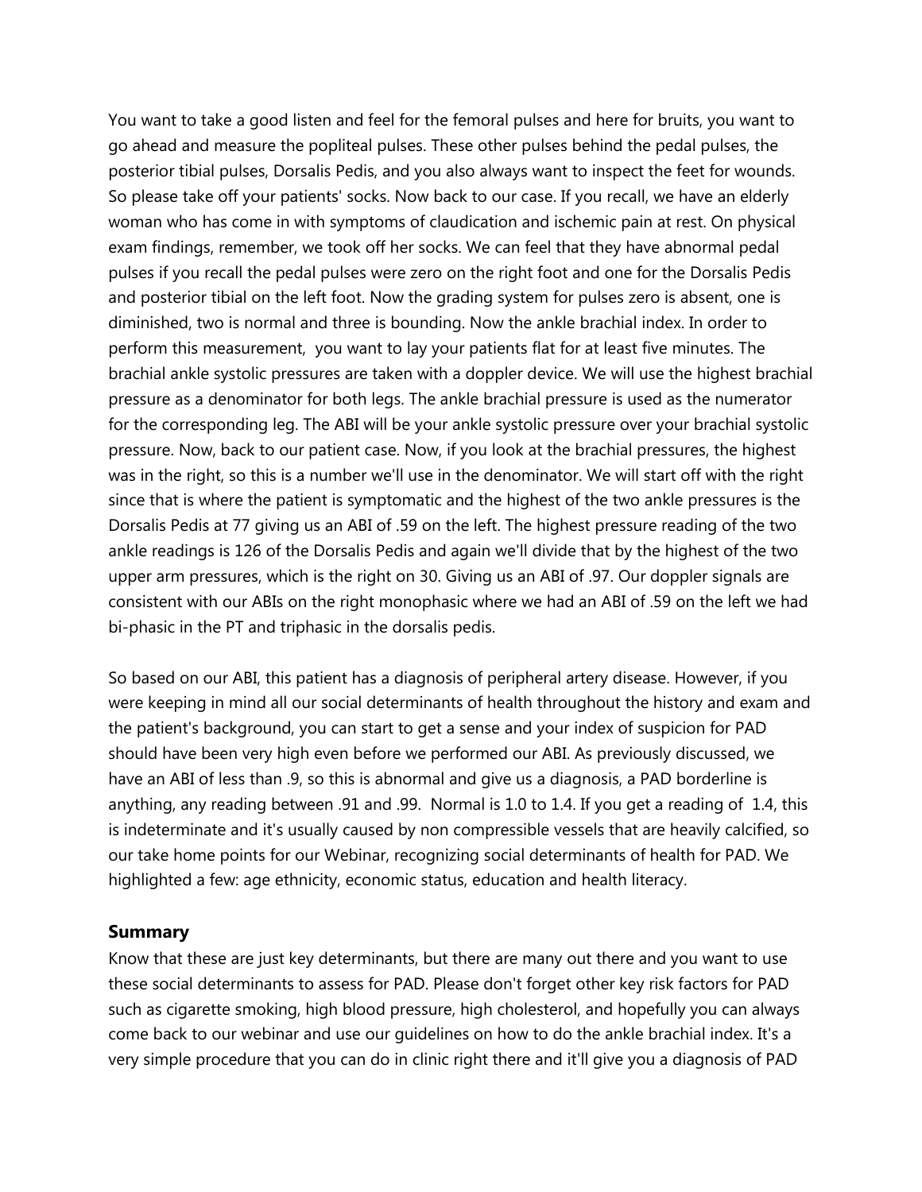You want to take a good listen and feel for the femoral pulses and here for bruits, you want to go ahead and measure the popliteal pulses. These other pulses behind the pedal pulses, the posterior tibial pulses, Dorsalis Pedis, and you also always want to inspect the feet for wounds. So please take off your patients' socks. Now back to our case. If you recall, we have an elderly woman who has come in with symptoms of claudication and ischemic pain at rest. On physical exam findings, remember, we took off her socks. We can feel that they have abnormal pedal pulses if you recall the pedal pulses were zero on the right foot and one for the Dorsalis Pedis and posterior tibial on the left foot. Now the grading system for pulses zero is absent, one is diminished, two is normal and three is bounding. Now the ankle brachial index. In order to perform this measurement, you want to lay your patients flat for at least five minutes. The brachial ankle systolic pressures are taken with a doppler device. We will use the highest brachial pressure as a denominator for both legs. The ankle brachial pressure is used as the numerator for the corresponding leg. The ABI will be your ankle systolic pressure over your brachial systolic pressure. Now, back to our patient case. Now, if you look at the brachial pressures, the highest was in the right, so this is a number we'll use in the denominator. We will start off with the right since that is where the patient is symptomatic and the highest of the two ankle pressures is the Dorsalis Pedis at 77 giving us an ABI of .59 on the left. The highest pressure reading of the two ankle readings is 126 of the Dorsalis Pedis and again we'll divide that by the highest of the two upper arm pressures, which is the right on 30. Giving us an ABI of .97. Our doppler signals are consistent with our ABIs on the right monophasic where we had an ABI of .59 on the left we had bi-phasic in the PT and triphasic in the dorsalis pedis.

So based on our ABI, this patient has a diagnosis of peripheral artery disease. However, if you were keeping in mind all our social determinants of health throughout the history and exam and the patient's background, you can start to get a sense and your index of suspicion for PAD should have been very high even before we performed our ABI. As previously discussed, we have an ABI of less than .9, so this is abnormal and give us a diagnosis, a PAD borderline is anything, any reading between .91 and .99. Normal is 1.0 to 1.4. If you get a reading of 1.4, this is indeterminate and it's usually caused by non compressible vessels that are heavily calcified, so our take home points for our Webinar, recognizing social determinants of health for PAD. We highlighted a few: age ethnicity, economic status, education and health literacy.

### Summary

Know that these are just key determinants, but there are many out there and you want to use these social determinants to assess for PAD. Please don't forget other key risk factors for PAD such as cigarette smoking, high blood pressure, high cholesterol, and hopefully you can always come back to our webinar and use our guidelines on how to do the ankle brachial index. It's a very simple procedure that you can do in clinic right there and it'll give you a diagnosis of PAD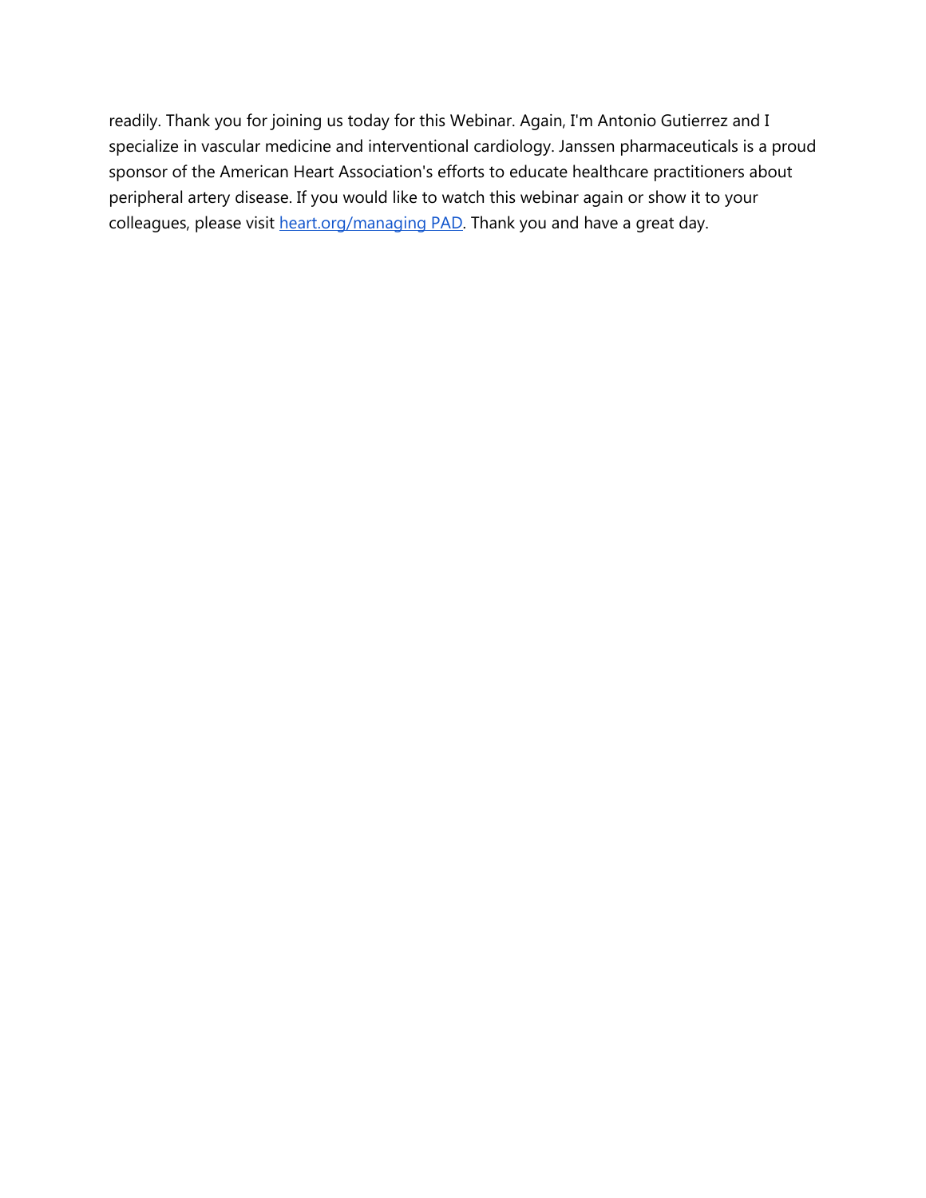readily. Thank you for joining us today for this Webinar. Again, I'm Antonio Gutierrez and I specialize in vascular medicine and interventional cardiology. Janssen pharmaceuticals is a proud sponsor of the American Heart Association's efforts to educate healthcare practitioners about peripheral artery disease. If you would like to watch this webinar again or show it to your colleagues, please visit [heart.org/managing PAD](heart.org/managing PAD). Thank you and have a great day.